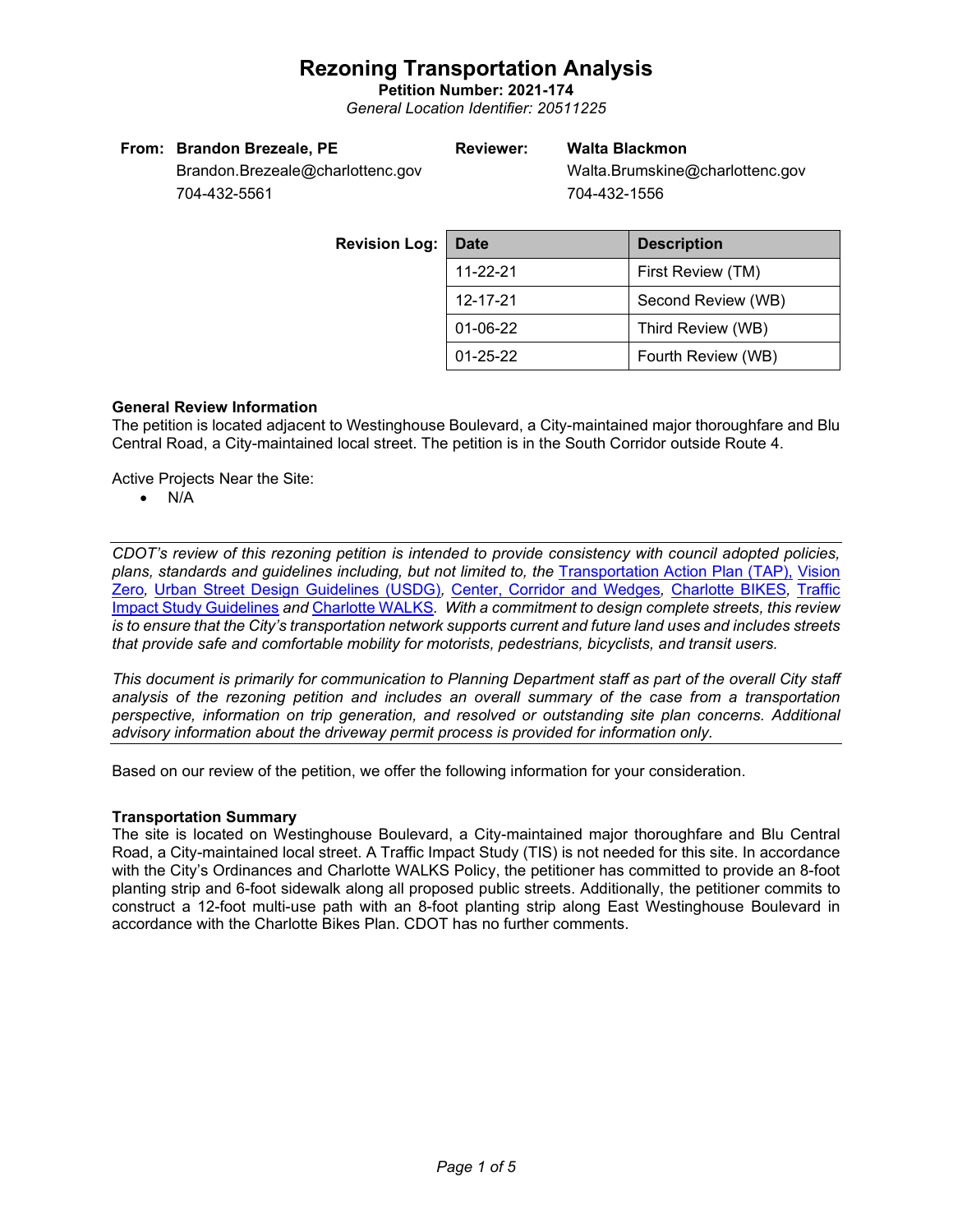# Rezoning Transportation Analysis

**Petition Number: 2021-174**

*General Location Identifier: 20511225*

| **From:** | **Brandon Brezeale, PE** | **Reviewer:** | **Walta Blackmon** |
|---|---|---|---|
| | Brandon.Brezeale@charlottenc.gov | | Walta.Brumskine@charlottenc.gov |
| | 704-432-5561 | | 704-432-1556 |

**Revision Log:**

| Date | Description |
|---|---|
| 11-22-21 | First Review (TM) |
| 12-17-21 | Second Review (WB) |
| 01-06-22 | Third Review (WB) |
| 01-25-22 | Fourth Review (WB) |

**General Review Information**

The petition is located adjacent to Westinghouse Boulevard, a City-maintained major thoroughfare and Blu Central Road, a City-maintained local street. The petition is in the South Corridor outside Route 4.

Active Projects Near the Site:

- N/A

*CDOT's review of this rezoning petition is intended to provide consistency with council adopted policies, plans, standards and guidelines including, but not limited to, the Transportation Action Plan (TAP), Vision Zero, Urban Street Design Guidelines (USDG), Center, Corridor and Wedges, Charlotte BIKES, Traffic Impact Study Guidelines and Charlotte WALKS. With a commitment to design complete streets, this review is to ensure that the City's transportation network supports current and future land uses and includes streets that provide safe and comfortable mobility for motorists, pedestrians, bicyclists, and transit users.*

*This document is primarily for communication to Planning Department staff as part of the overall City staff analysis of the rezoning petition and includes an overall summary of the case from a transportation perspective, information on trip generation, and resolved or outstanding site plan concerns. Additional advisory information about the driveway permit process is provided for information only.*

---

Based on our review of the petition, we offer the following information for your consideration.

**Transportation Summary**

The site is located on Westinghouse Boulevard, a City-maintained major thoroughfare and Blu Central Road, a City-maintained local street. A Traffic Impact Study (TIS) is not needed for this site. In accordance with the City's Ordinances and Charlotte WALKS Policy, the petitioner has committed to provide an 8-foot planting strip and 6-foot sidewalk along all proposed public streets. Additionally, the petitioner commits to construct a 12-foot multi-use path with an 8-foot planting strip along East Westinghouse Boulevard in accordance with the Charlotte Bikes Plan. CDOT has no further comments.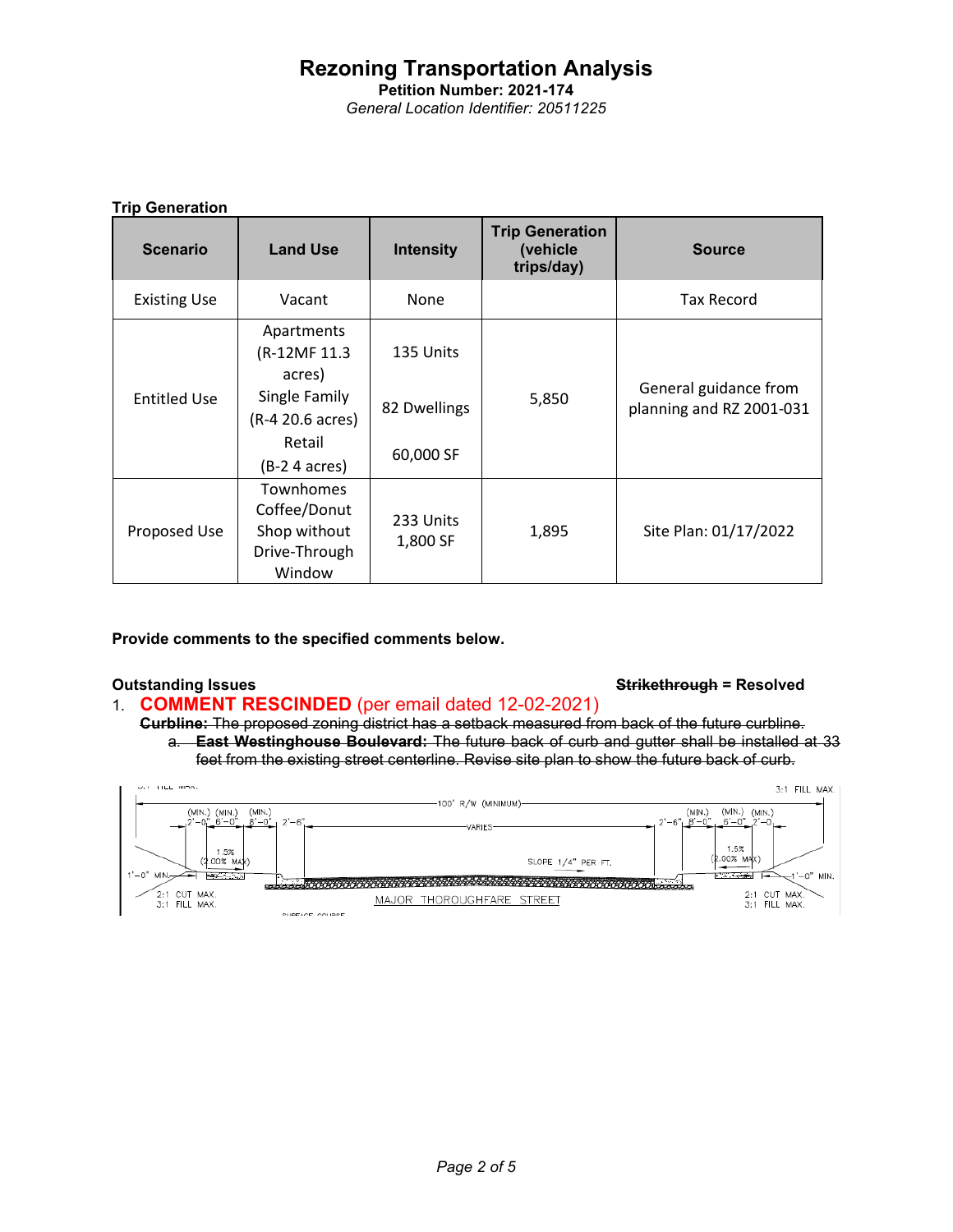# Rezoning Transportation Analysis

**Petition Number: 2021-174**

*General Location Identifier: 20511225*

**Trip Generation**

| Scenario | Land Use | Intensity | Trip Generation (vehicle trips/day) | Source |
|---|---|---|---|---|
| Existing Use | Vacant | None | | Tax Record |
| Entitled Use | Apartments (R-12MF 11.3 acres)<br>Single Family (R-4 20.6 acres)<br>Retail (B-2 4 acres) | 135 Units<br>82 Dwellings<br>60,000 SF | 5,850 | General guidance from planning and RZ 2001-031 |
| Proposed Use | Townhomes<br>Coffee/Donut Shop without Drive-Through Window | 233 Units<br>1,800 SF | 1,895 | Site Plan: 01/17/2022 |

**Provide comments to the specified comments below.**

**Outstanding Issues** ~~**Strikethrough**~~ **= Resolved**

1. **COMMENT RESCINDED** (per email dated 12-02-2021)
   ~~**Curbline:** The proposed zoning district has a setback measured from back of the future curbline.~~
   a. ~~**East Westinghouse Boulevard:** The future back of curb and gutter shall be installed at 33 feet from the existing street centerline. Revise site plan to show the future back of curb.~~

3:1 FILL MAX. — 100' R/W (MINIMUM) — (MIN.) 2'-0" (MIN.) 6'-0" (MIN.) 8'-0" 2'-6" — VARIES — 2'-6" (MIN.) 8'-0" (MIN.) 6'-0" (MIN.) 2'-0" — 1.5% (2.00% MAX) — SLOPE 1/4" PER FT. — 1'-0" MIN. — 2:1 CUT MAX. 3:1 FILL MAX. — MAJOR THOROUGHFARE STREET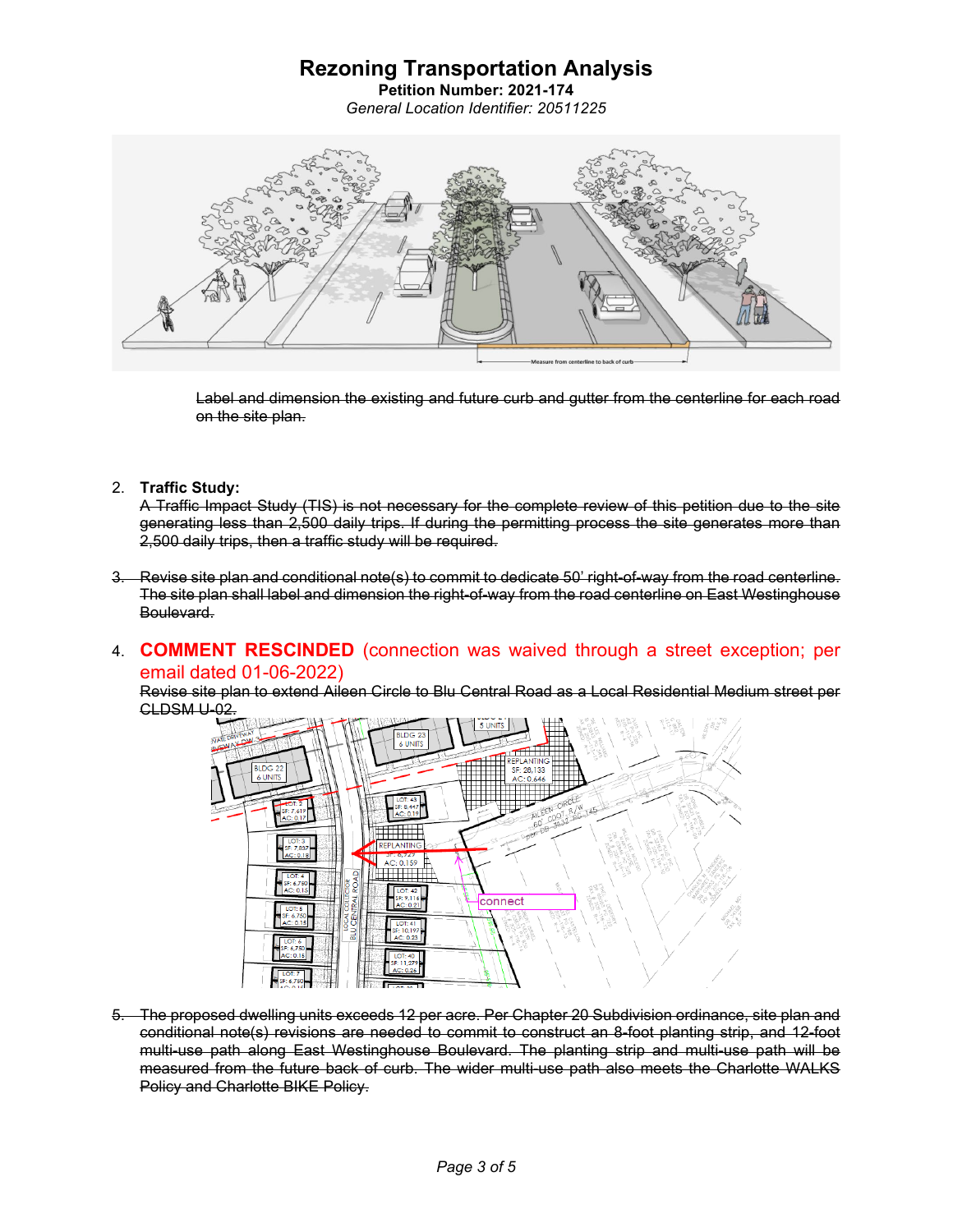~~Label and dimension the existing and future curb and gutter from the centerline for each road on the site plan.~~

2. **Traffic Study:**
   ~~A Traffic Impact Study (TIS) is not necessary for the complete review of this petition due to the site generating less than 2,500 daily trips. If during the permitting process the site generates more than 2,500 daily trips, then a traffic study will be required.~~

3. ~~Revise site plan and conditional note(s) to commit to dedicate 50' right-of-way from the road centerline. The site plan shall label and dimension the right-of-way from the road centerline on East Westinghouse Boulevard.~~

4. **COMMENT RESCINDED** (connection was waived through a street exception; per email dated 01-06-2022)
   ~~Revise site plan to extend Aileen Circle to Blu Central Road as a Local Residential Medium street per CLDSM U-02.~~

5. ~~The proposed dwelling units exceeds 12 per acre. Per Chapter 20 Subdivision ordinance, site plan and conditional note(s) revisions are needed to commit to construct an 8-foot planting strip, and 12-foot multi-use path along East Westinghouse Boulevard. The planting strip and multi-use path will be measured from the future back of curb. The wider multi-use path also meets the Charlotte WALKS Policy and Charlotte BIKE Policy.~~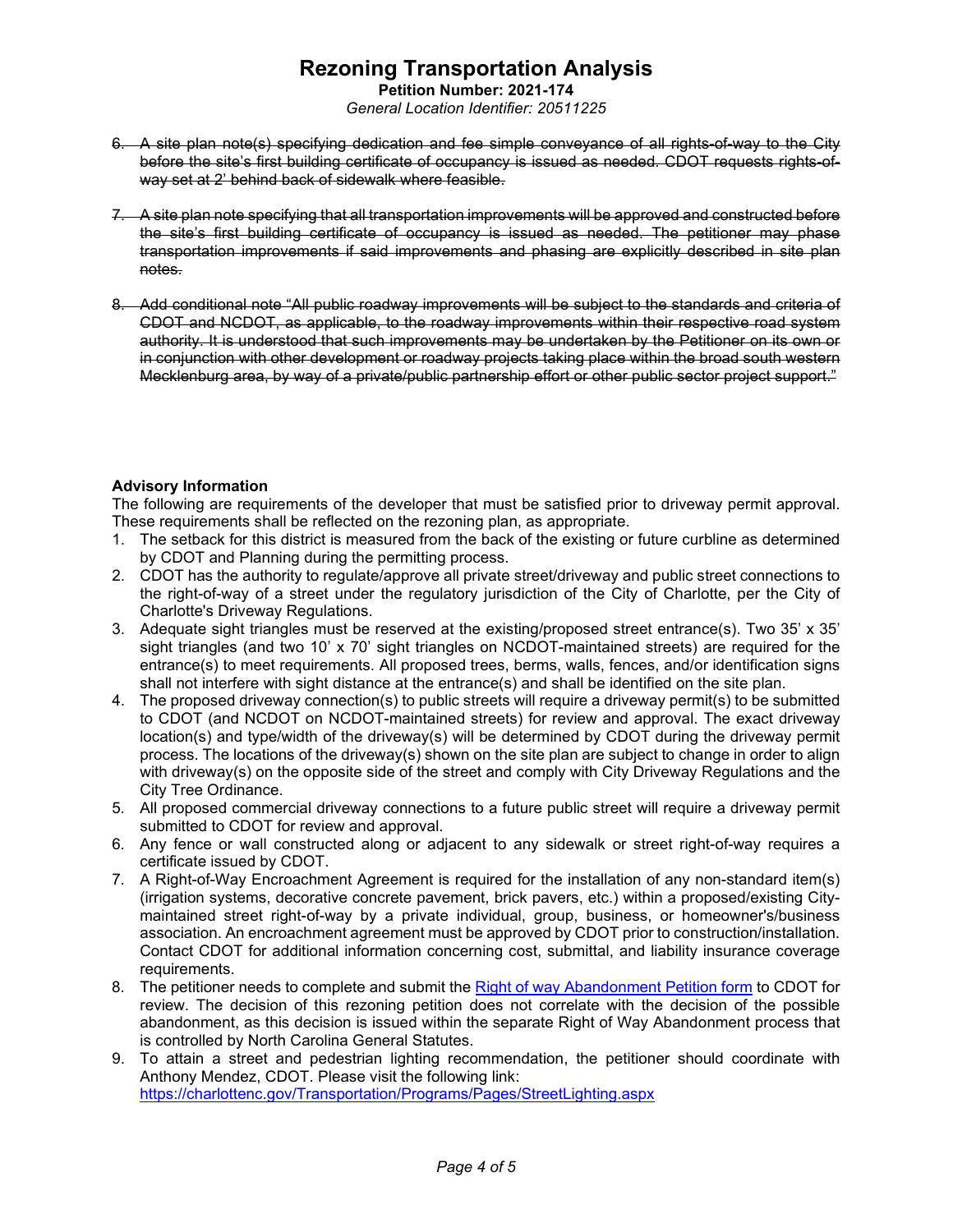6. ~~A site plan note(s) specifying dedication and fee simple conveyance of all rights-of-way to the City before the site's first building certificate of occupancy is issued as needed. CDOT requests rights-of-way set at 2' behind back of sidewalk where feasible.~~

7. ~~A site plan note specifying that all transportation improvements will be approved and constructed before the site's first building certificate of occupancy is issued as needed. The petitioner may phase transportation improvements if said improvements and phasing are explicitly described in site plan notes.~~

8. ~~Add conditional note "All public roadway improvements will be subject to the standards and criteria of CDOT and NCDOT, as applicable, to the roadway improvements within their respective road system authority. It is understood that such improvements may be undertaken by the Petitioner on its own or in conjunction with other development or roadway projects taking place within the broad south western Mecklenburg area, by way of a private/public partnership effort or other public sector project support."~~

**Advisory Information**

The following are requirements of the developer that must be satisfied prior to driveway permit approval. These requirements shall be reflected on the rezoning plan, as appropriate.

1. The setback for this district is measured from the back of the existing or future curbline as determined by CDOT and Planning during the permitting process.
2. CDOT has the authority to regulate/approve all private street/driveway and public street connections to the right-of-way of a street under the regulatory jurisdiction of the City of Charlotte, per the City of Charlotte's Driveway Regulations.
3. Adequate sight triangles must be reserved at the existing/proposed street entrance(s). Two 35' x 35' sight triangles (and two 10' x 70' sight triangles on NCDOT-maintained streets) are required for the entrance(s) to meet requirements. All proposed trees, berms, walls, fences, and/or identification signs shall not interfere with sight distance at the entrance(s) and shall be identified on the site plan.
4. The proposed driveway connection(s) to public streets will require a driveway permit(s) to be submitted to CDOT (and NCDOT on NCDOT-maintained streets) for review and approval. The exact driveway location(s) and type/width of the driveway(s) will be determined by CDOT during the driveway permit process. The locations of the driveway(s) shown on the site plan are subject to change in order to align with driveway(s) on the opposite side of the street and comply with City Driveway Regulations and the City Tree Ordinance.
5. All proposed commercial driveway connections to a future public street will require a driveway permit submitted to CDOT for review and approval.
6. Any fence or wall constructed along or adjacent to any sidewalk or street right-of-way requires a certificate issued by CDOT.
7. A Right-of-Way Encroachment Agreement is required for the installation of any non-standard item(s) (irrigation systems, decorative concrete pavement, brick pavers, etc.) within a proposed/existing City-maintained street right-of-way by a private individual, group, business, or homeowner's/business association. An encroachment agreement must be approved by CDOT prior to construction/installation. Contact CDOT for additional information concerning cost, submittal, and liability insurance coverage requirements.
8. The petitioner needs to complete and submit the Right of way Abandonment Petition form to CDOT for review. The decision of this rezoning petition does not correlate with the decision of the possible abandonment, as this decision is issued within the separate Right of Way Abandonment process that is controlled by North Carolina General Statutes.
9. To attain a street and pedestrian lighting recommendation, the petitioner should coordinate with Anthony Mendez, CDOT. Please visit the following link: https://charlottenc.gov/Transportation/Programs/Pages/StreetLighting.aspx